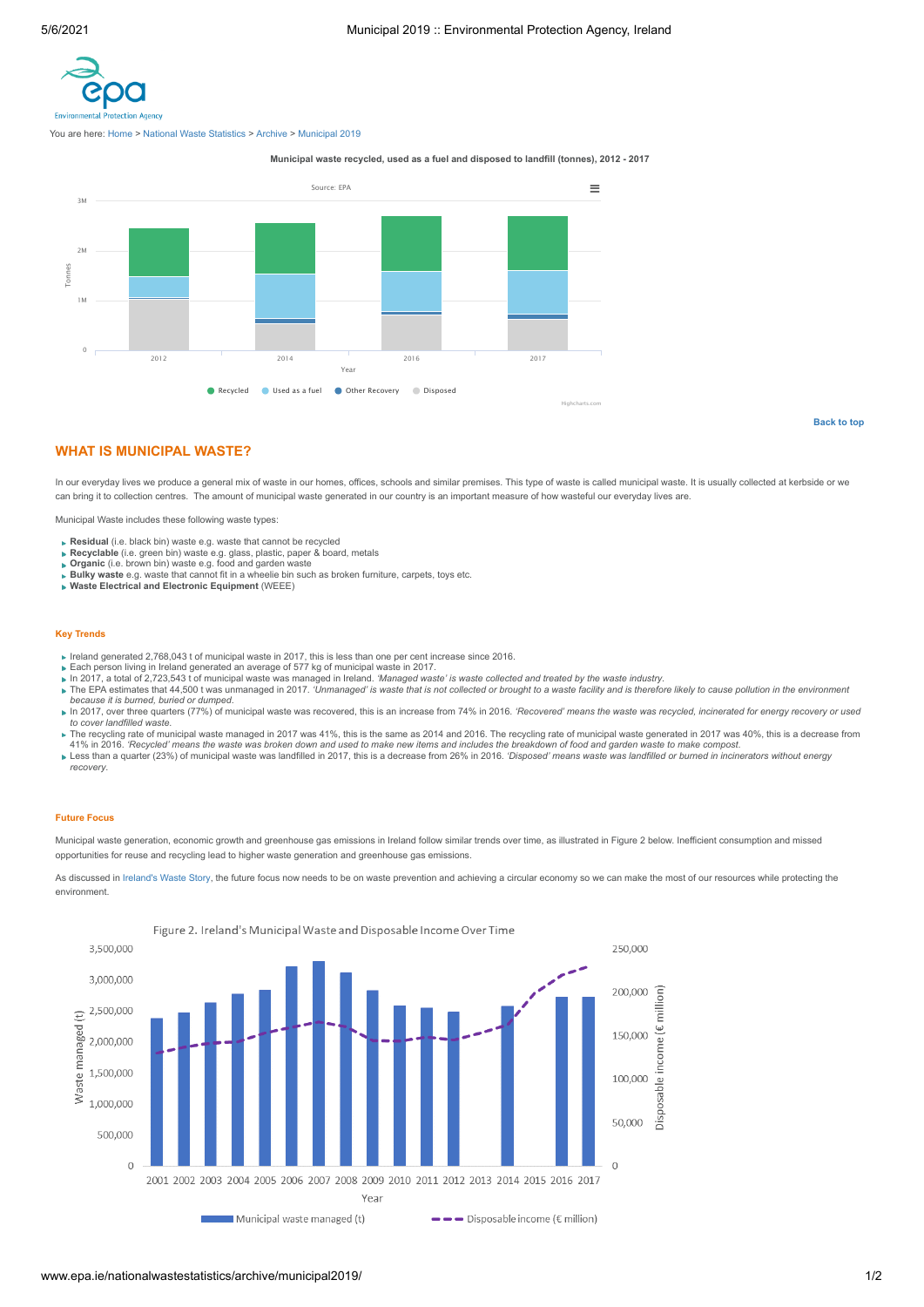You are here: Home > National Waste Statistics > Archive > Municipal 2019

**Municipal waste recycled, used as a fuel and disposed to landfill (tonnes), 2012 - 2017**

Back to top

## WHAT IS MUNICIPAL WASTE?

In our everyday lives we produce a general mix of waste in our homes, offices, schools and similar premises. This type of waste is called municipal waste. It is usually collected at kerbside or we can bring it to collection centres. The amount of municipal waste generated in our country is an important measure of how wasteful our everyday lives are.

Municipal Waste includes these following waste types:

- **Residual** (i.e. black bin) waste e.g. waste that cannot be recycled
- **Recyclable** (i.e. green bin) waste e.g. glass, plastic, paper & board, metals
- **Organic** (i.e. brown bin) waste e.g. food and garden waste
- **Bulky waste** e.g. waste that cannot fit in a wheelie bin such as broken furniture, carpets, toys etc.
- **Waste Electrical and Electronic Equipment** (WEEE)

### Key Trends

- Ireland generated 2,768,043 t of municipal waste in 2017, this is less than one per cent increase since 2016.
- Each person living in Ireland generated an average of 577 kg of municipal waste in 2017.
- In 2017, a total of 2,723,543 t of municipal waste was managed in Ireland. *'Managed waste' is waste collected and treated by the waste industry.*
- The EPA estimates that 44,500 t was unmanaged in 2017. *'Unmanaged' is waste that is not collected or brought to a waste facility and is therefore likely to cause pollution in the environment because it is burned, buried or dumped.*
- In 2017, over three quarters (77%) of municipal waste was recovered, this is an increase from 74% in 2016. *'Recovered' means the waste was recycled, incinerated for energy recovery or used to cover landfilled waste.*
- The recycling rate of municipal waste managed in 2017 was 41%, this is the same as 2014 and 2016. The recycling rate of municipal waste generated in 2017 was 40%, this is a decrease from 41% in 2016. *'Recycled' means the waste was broken down and used to make new items and includes the breakdown of food and garden waste to make compost.*
- Less than a quarter (23%) of municipal waste was landfilled in 2017, this is a decrease from 26% in 2016. *'Disposed' means waste was landfilled or burned in incinerators without energy recovery.*

### Future Focus

Municipal waste generation, economic growth and greenhouse gas emissions in Ireland follow similar trends over time, as illustrated in Figure 2 below. Inefficient consumption and missed opportunities for reuse and recycling lead to higher waste generation and greenhouse gas emissions.

As discussed in Ireland's Waste Story, the future focus now needs to be on waste prevention and achieving a circular economy so we can make the most of our resources while protecting the environment.

Figure 2. Ireland's Municipal Waste and Disposable Income Over Time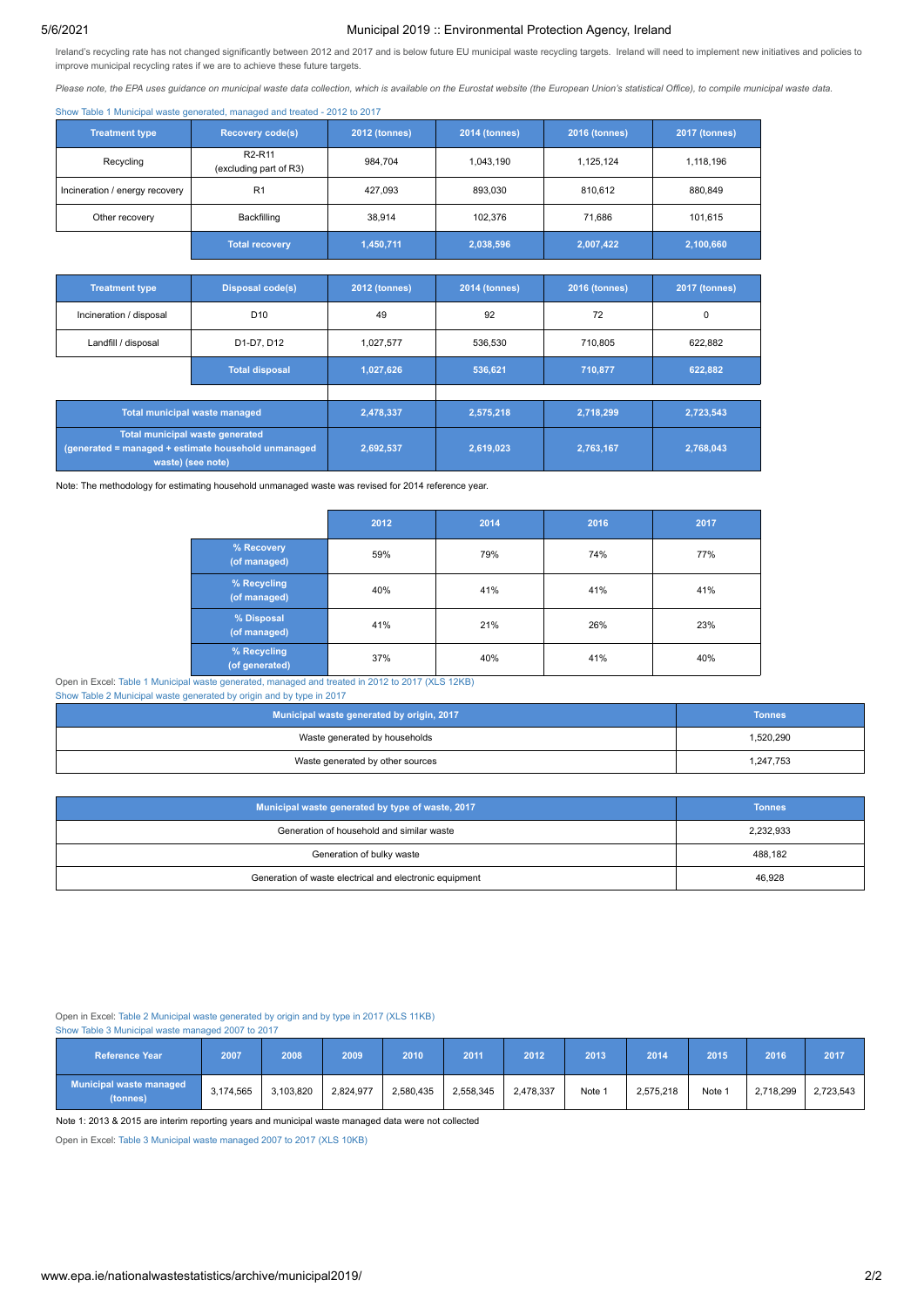Ireland's recycling rate has not changed significantly between 2012 and 2017 and is below future EU municipal waste recycling targets. Ireland will need to implement new initiatives and policies to improve municipal recycling rates if we are to achieve these future targets.

*Please note, the EPA uses guidance on municipal waste data collection, which is available on the Eurostat website (the European Union's statistical Office), to compile municipal waste data.*

Show Table 1 Municipal waste generated, managed and treated - 2012 to 2017

| Treatment type | Recovery code(s) | 2012 (tonnes) | 2014 (tonnes) | 2016 (tonnes) | 2017 (tonnes) |
|---|---|---|---|---|---|
| Recycling | R2-R11 (excluding part of R3) | 984,704 | 1,043,190 | 1,125,124 | 1,118,196 |
| Incineration / energy recovery | R1 | 427,093 | 893,030 | 810,612 | 880,849 |
| Other recovery | Backfilling | 38,914 | 102,376 | 71,686 | 101,615 |
| | Total recovery | 1,450,711 | 2,038,596 | 2,007,422 | 2,100,660 |

| Treatment type | Disposal code(s) | 2012 (tonnes) | 2014 (tonnes) | 2016 (tonnes) | 2017 (tonnes) |
|---|---|---|---|---|---|
| Incineration / disposal | D10 | 49 | 92 | 72 | 0 |
| Landfill / disposal | D1-D7, D12 | 1,027,577 | 536,530 | 710,805 | 622,882 |
| | Total disposal | 1,027,626 | 536,621 | 710,877 | 622,882 |
| Total municipal waste managed | | 2,478,337 | 2,575,218 | 2,718,299 | 2,723,543 |
| Total municipal waste generated (generated = managed + estimate household unmanaged waste) (see note) | | 2,692,537 | 2,619,023 | 2,763,167 | 2,768,043 |

Note: The methodology for estimating household unmanaged waste was revised for 2014 reference year.

| | 2012 | 2014 | 2016 | 2017 |
|---|---|---|---|---|
| % Recovery (of managed) | 59% | 79% | 74% | 77% |
| % Recycling (of managed) | 40% | 41% | 41% | 41% |
| % Disposal (of managed) | 41% | 21% | 26% | 23% |
| % Recycling (of generated) | 37% | 40% | 41% | 40% |

Open in Excel: Table 1 Municipal waste generated, managed and treated in 2012 to 2017 (XLS 12KB)

Show Table 2 Municipal waste generated by origin and by type in 2017

| Municipal waste generated by origin, 2017 | Tonnes |
|---|---|
| Waste generated by households | 1,520,290 |
| Waste generated by other sources | 1,247,753 |

| Municipal waste generated by type of waste, 2017 | Tonnes |
|---|---|
| Generation of household and similar waste | 2,232,933 |
| Generation of bulky waste | 488,182 |
| Generation of waste electrical and electronic equipment | 46,928 |

Open in Excel: Table 2 Municipal waste generated by origin and by type in 2017 (XLS 11KB)

Show Table 3 Municipal waste managed 2007 to 2017

| Reference Year | 2007 | 2008 | 2009 | 2010 | 2011 | 2012 | 2013 | 2014 | 2015 | 2016 | 2017 |
|---|---|---|---|---|---|---|---|---|---|---|---|
| Municipal waste managed (tonnes) | 3,174,565 | 3,103,820 | 2,824,977 | 2,580,435 | 2,558,345 | 2,478,337 | Note 1 | 2,575,218 | Note 1 | 2,718,299 | 2,723,543 |

Note 1: 2013 & 2015 are interim reporting years and municipal waste managed data were not collected

Open in Excel: Table 3 Municipal waste managed 2007 to 2017 (XLS 10KB)